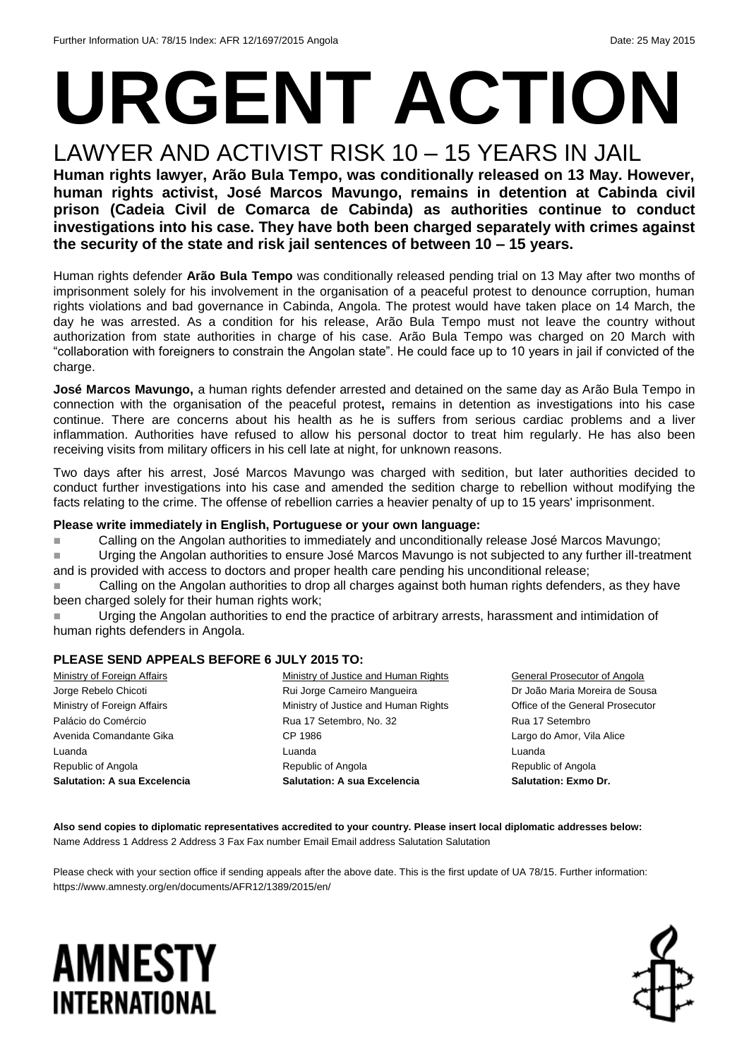Further Information UA: 78/15 Index: AFR 12/1697/2015 Angola Date: 25 May 2015

# URGENT ACTION

## LAWYER AND ACTIVIST RISK 10 – 15 YEARS IN JAIL

**Human rights lawyer, Arão Bula Tempo, was conditionally released on 13 May. However, human rights activist, José Marcos Mavungo, remains in detention at Cabinda civil prison (Cadeia Civil de Comarca de Cabinda) as authorities continue to conduct investigations into his case. They have both been charged separately with crimes against the security of the state and risk jail sentences of between 10 – 15 years.**

Human rights defender **Arão Bula Tempo** was conditionally released pending trial on 13 May after two months of imprisonment solely for his involvement in the organisation of a peaceful protest to denounce corruption, human rights violations and bad governance in Cabinda, Angola. The protest would have taken place on 14 March, the day he was arrested. As a condition for his release, Arão Bula Tempo must not leave the country without authorization from state authorities in charge of his case. Arão Bula Tempo was charged on 20 March with "collaboration with foreigners to constrain the Angolan state". He could face up to 10 years in jail if convicted of the charge.

**José Marcos Mavungo,** a human rights defender arrested and detained on the same day as Arão Bula Tempo in connection with the organisation of the peaceful protest**,** remains in detention as investigations into his case continue. There are concerns about his health as he is suffers from serious cardiac problems and a liver inflammation. Authorities have refused to allow his personal doctor to treat him regularly. He has also been receiving visits from military officers in his cell late at night, for unknown reasons.

Two days after his arrest, José Marcos Mavungo was charged with sedition, but later authorities decided to conduct further investigations into his case and amended the sedition charge to rebellion without modifying the facts relating to the crime. The offense of rebellion carries a heavier penalty of up to 15 years' imprisonment.

**Please write immediately in English, Portuguese or your own language:**

- Calling on the Angolan authorities to immediately and unconditionally release José Marcos Mavungo;
- Urging the Angolan authorities to ensure José Marcos Mavungo is not subjected to any further ill-treatment and is provided with access to doctors and proper health care pending his unconditional release;
- Calling on the Angolan authorities to drop all charges against both human rights defenders, as they have been charged solely for their human rights work;
- Urging the Angolan authorities to end the practice of arbitrary arrests, harassment and intimidation of human rights defenders in Angola.

**PLEASE SEND APPEALS BEFORE 6 JULY 2015 TO:**

Ministry of Foreign Affairs
Jorge Rebelo Chicoti
Ministry of Foreign Affairs
Palácio do Comércio
Avenida Comandante Gika
Luanda
Republic of Angola
**Salutation: A sua Excelencia**

Ministry of Justice and Human Rights
Rui Jorge Carneiro Mangueira
Ministry of Justice and Human Rights
Rua 17 Setembro, No. 32
CP 1986
Luanda
Republic of Angola
**Salutation: A sua Excelencia**

General Prosecutor of Angola
Dr João Maria Moreira de Sousa
Office of the General Prosecutor
Rua 17 Setembro
Largo do Amor, Vila Alice
Luanda
Republic of Angola
**Salutation: Exmo Dr.**

**Also send copies to diplomatic representatives accredited to your country. Please insert local diplomatic addresses below:**
Name Address 1 Address 2 Address 3 Fax Fax number Email Email address Salutation Salutation

Please check with your section office if sending appeals after the above date. This is the first update of UA 78/15. Further information: https://www.amnesty.org/en/documents/AFR12/1389/2015/en/

AMNESTY INTERNATIONAL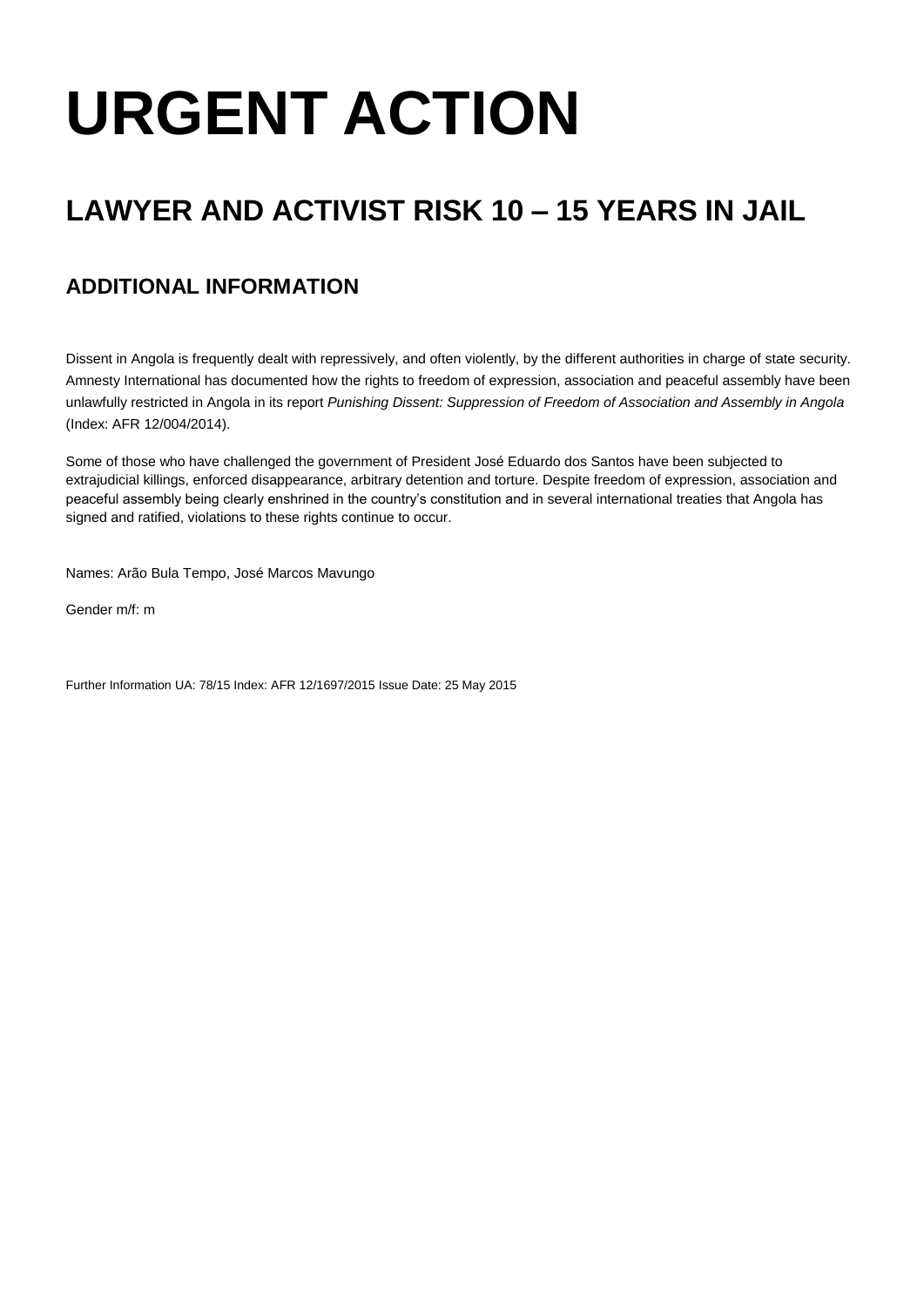# URGENT ACTION

## LAWYER AND ACTIVIST RISK 10 – 15 YEARS IN JAIL

### ADDITIONAL INFORMATION

Dissent in Angola is frequently dealt with repressively, and often violently, by the different authorities in charge of state security. Amnesty International has documented how the rights to freedom of expression, association and peaceful assembly have been unlawfully restricted in Angola in its report *Punishing Dissent: Suppression of Freedom of Association and Assembly in Angola* (Index: AFR 12/004/2014).

Some of those who have challenged the government of President José Eduardo dos Santos have been subjected to extrajudicial killings, enforced disappearance, arbitrary detention and torture. Despite freedom of expression, association and peaceful assembly being clearly enshrined in the country's constitution and in several international treaties that Angola has signed and ratified, violations to these rights continue to occur.

Names: Arão Bula Tempo, José Marcos Mavungo

Gender m/f: m

Further Information UA: 78/15 Index: AFR 12/1697/2015 Issue Date: 25 May 2015